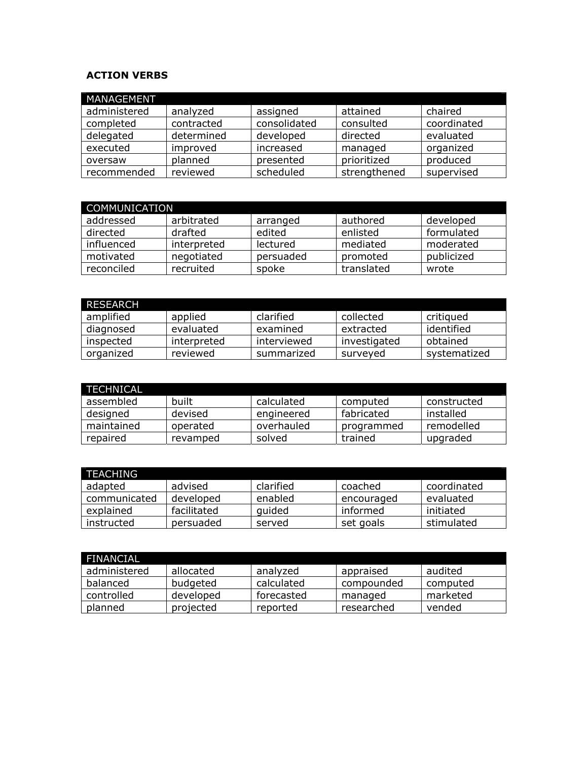## ACTION VERBS

| MANAGEMENT | | | | |
|---|---|---|---|---|
| administered | analyzed | assigned | attained | chaired |
| completed | contracted | consolidated | consulted | coordinated |
| delegated | determined | developed | directed | evaluated |
| executed | improved | increased | managed | organized |
| oversaw | planned | presented | prioritized | produced |
| recommended | reviewed | scheduled | strengthened | supervised |

| COMMUNICATION | | | | |
|---|---|---|---|---|
| addressed | arbitrated | arranged | authored | developed |
| directed | drafted | edited | enlisted | formulated |
| influenced | interpreted | lectured | mediated | moderated |
| motivated | negotiated | persuaded | promoted | publicized |
| reconciled | recruited | spoke | translated | wrote |

| RESEARCH | | | | |
|---|---|---|---|---|
| amplified | applied | clarified | collected | critiqued |
| diagnosed | evaluated | examined | extracted | identified |
| inspected | interpreted | interviewed | investigated | obtained |
| organized | reviewed | summarized | surveyed | systematized |

| TECHNICAL | | | | |
|---|---|---|---|---|
| assembled | built | calculated | computed | constructed |
| designed | devised | engineered | fabricated | installed |
| maintained | operated | overhauled | programmed | remodelled |
| repaired | revamped | solved | trained | upgraded |

| TEACHING | | | | |
|---|---|---|---|---|
| adapted | advised | clarified | coached | coordinated |
| communicated | developed | enabled | encouraged | evaluated |
| explained | facilitated | guided | informed | initiated |
| instructed | persuaded | served | set goals | stimulated |

| FINANCIAL | | | | |
|---|---|---|---|---|
| administered | allocated | analyzed | appraised | audited |
| balanced | budgeted | calculated | compounded | computed |
| controlled | developed | forecasted | managed | marketed |
| planned | projected | reported | researched | vended |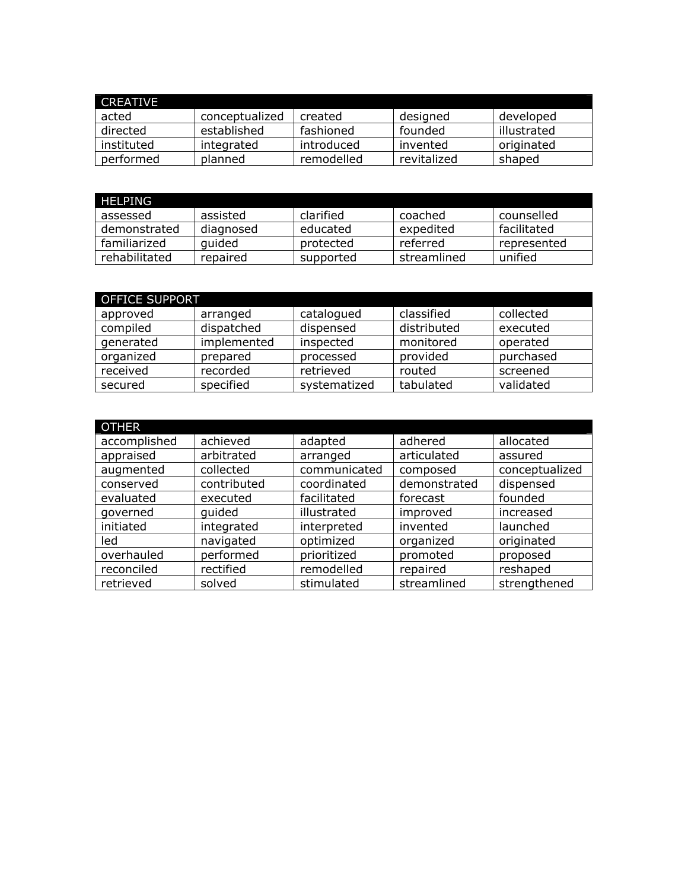| CREATIVE | | | | |
|---|---|---|---|---|
| acted | conceptualized | created | designed | developed |
| directed | established | fashioned | founded | illustrated |
| instituted | integrated | introduced | invented | originated |
| performed | planned | remodelled | revitalized | shaped |

| HELPING | | | | |
|---|---|---|---|---|
| assessed | assisted | clarified | coached | counselled |
| demonstrated | diagnosed | educated | expedited | facilitated |
| familiarized | guided | protected | referred | represented |
| rehabilitated | repaired | supported | streamlined | unified |

| OFFICE SUPPORT | | | | |
|---|---|---|---|---|
| approved | arranged | catalogued | classified | collected |
| compiled | dispatched | dispensed | distributed | executed |
| generated | implemented | inspected | monitored | operated |
| organized | prepared | processed | provided | purchased |
| received | recorded | retrieved | routed | screened |
| secured | specified | systematized | tabulated | validated |

| OTHER | | | | |
|---|---|---|---|---|
| accomplished | achieved | adapted | adhered | allocated |
| appraised | arbitrated | arranged | articulated | assured |
| augmented | collected | communicated | composed | conceptualized |
| conserved | contributed | coordinated | demonstrated | dispensed |
| evaluated | executed | facilitated | forecast | founded |
| governed | guided | illustrated | improved | increased |
| initiated | integrated | interpreted | invented | launched |
| led | navigated | optimized | organized | originated |
| overhauled | performed | prioritized | promoted | proposed |
| reconciled | rectified | remodelled | repaired | reshaped |
| retrieved | solved | stimulated | streamlined | strengthened |